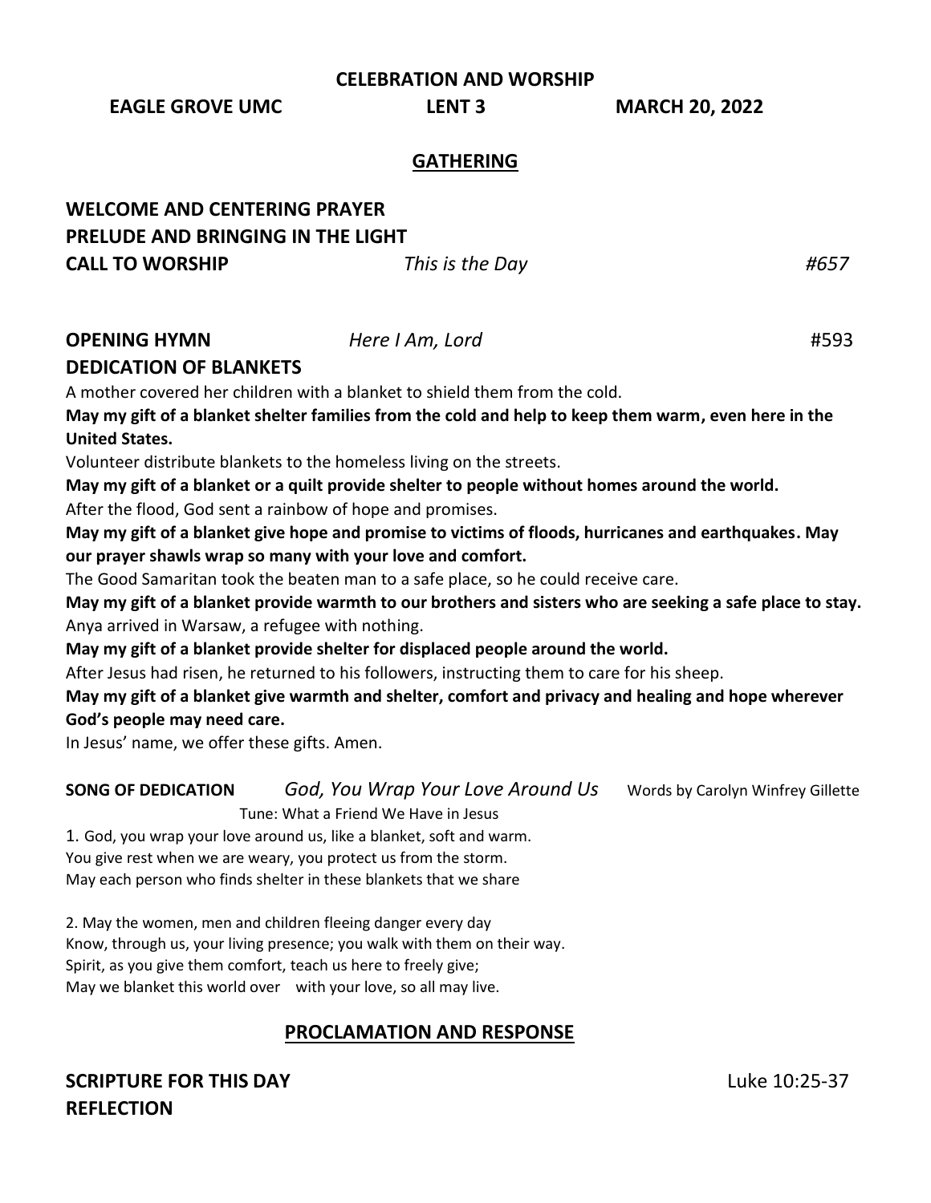**CELEBRATION AND WORSHIP**

**EAGLE GROVE UMC** **LENT 3** **MARCH 20, 2022**

## GATHERING

**WELCOME AND CENTERING PRAYER**

**PRELUDE AND BRINGING IN THE LIGHT**

**CALL TO WORSHIP** *This is the Day* *#657*

**OPENING HYMN** *Here I Am, Lord* #593

**DEDICATION OF BLANKETS**

A mother covered her children with a blanket to shield them from the cold.

**May my gift of a blanket shelter families from the cold and help to keep them warm, even here in the United States.**

Volunteer distribute blankets to the homeless living on the streets.

**May my gift of a blanket or a quilt provide shelter to people without homes around the world.**

After the flood, God sent a rainbow of hope and promises.

**May my gift of a blanket give hope and promise to victims of floods, hurricanes and earthquakes. May our prayer shawls wrap so many with your love and comfort.**

The Good Samaritan took the beaten man to a safe place, so he could receive care.

**May my gift of a blanket provide warmth to our brothers and sisters who are seeking a safe place to stay.**

Anya arrived in Warsaw, a refugee with nothing.

**May my gift of a blanket provide shelter for displaced people around the world.**

After Jesus had risen, he returned to his followers, instructing them to care for his sheep.

**May my gift of a blanket give warmth and shelter, comfort and privacy and healing and hope wherever God's people may need care.**

In Jesus' name, we offer these gifts. Amen.

**SONG OF DEDICATION** *God, You Wrap Your Love Around Us* Words by Carolyn Winfrey Gillette

Tune: What a Friend We Have in Jesus

1. God, you wrap your love around us, like a blanket, soft and warm.
You give rest when we are weary, you protect us from the storm.
May each person who finds shelter in these blankets that we share

2. May the women, men and children fleeing danger every day
Know, through us, your living presence; you walk with them on their way.
Spirit, as you give them comfort, teach us here to freely give;
May we blanket this world over with your love, so all may live.

## PROCLAMATION AND RESPONSE

**SCRIPTURE FOR THIS DAY** Luke 10:25-37

**REFLECTION**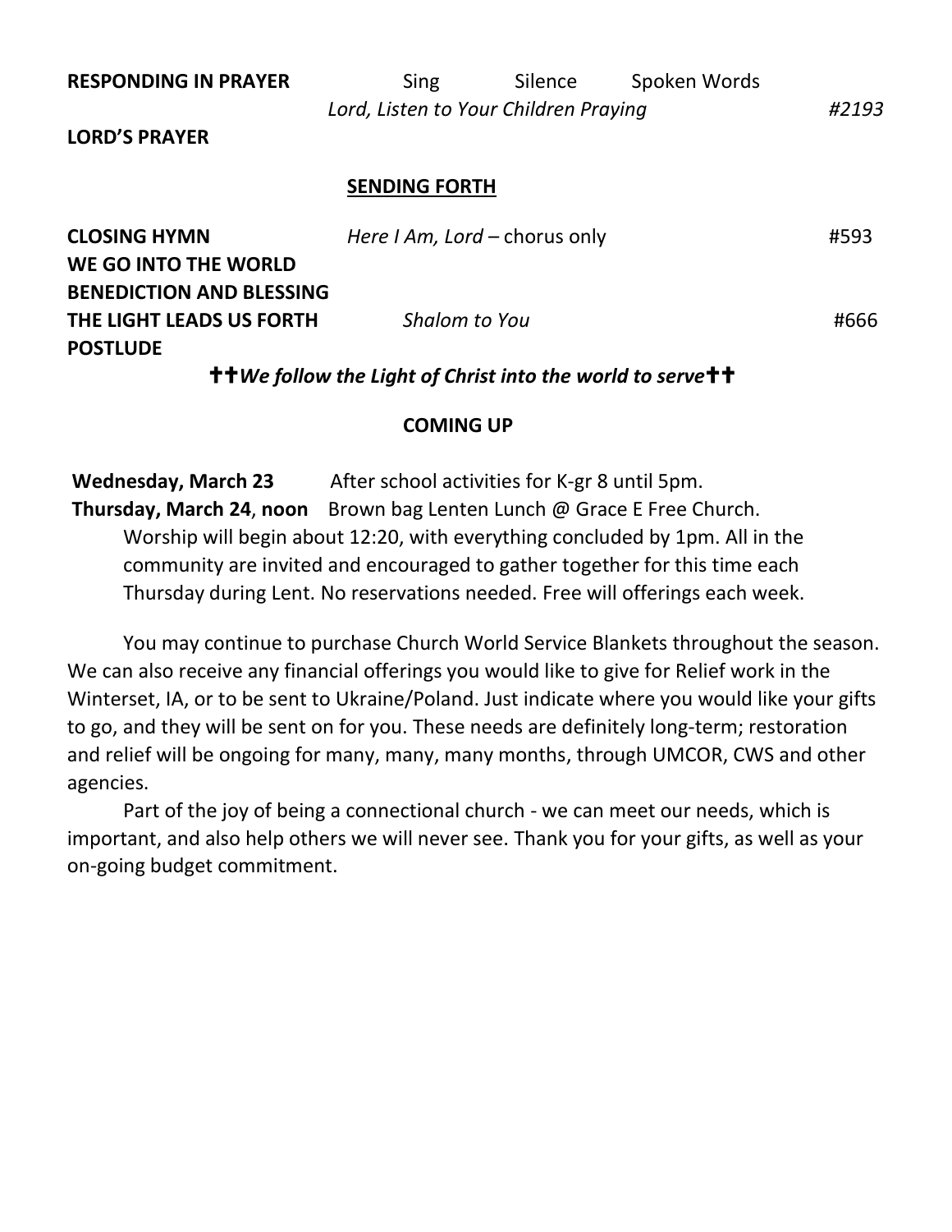**RESPONDING IN PRAYER** Sing Silence Spoken Words

*Lord, Listen to Your Children Praying* *#2193*

**LORD'S PRAYER**

## SENDING FORTH

**CLOSING HYMN** *Here I Am, Lord* – chorus only #593

**WE GO INTO THE WORLD**

**BENEDICTION AND BLESSING**

**THE LIGHT LEADS US FORTH** *Shalom to You* #666

**POSTLUDE**

**✝✝*We follow the Light of Christ into the world to serve*✝✝**

## COMING UP

**Wednesday, March 23** After school activities for K-gr 8 until 5pm.

**Thursday, March 24**, **noon** Brown bag Lenten Lunch @ Grace E Free Church. Worship will begin about 12:20, with everything concluded by 1pm. All in the community are invited and encouraged to gather together for this time each Thursday during Lent. No reservations needed. Free will offerings each week.

You may continue to purchase Church World Service Blankets throughout the season. We can also receive any financial offerings you would like to give for Relief work in the Winterset, IA, or to be sent to Ukraine/Poland. Just indicate where you would like your gifts to go, and they will be sent on for you. These needs are definitely long-term; restoration and relief will be ongoing for many, many, many months, through UMCOR, CWS and other agencies.

Part of the joy of being a connectional church - we can meet our needs, which is important, and also help others we will never see. Thank you for your gifts, as well as your on-going budget commitment.